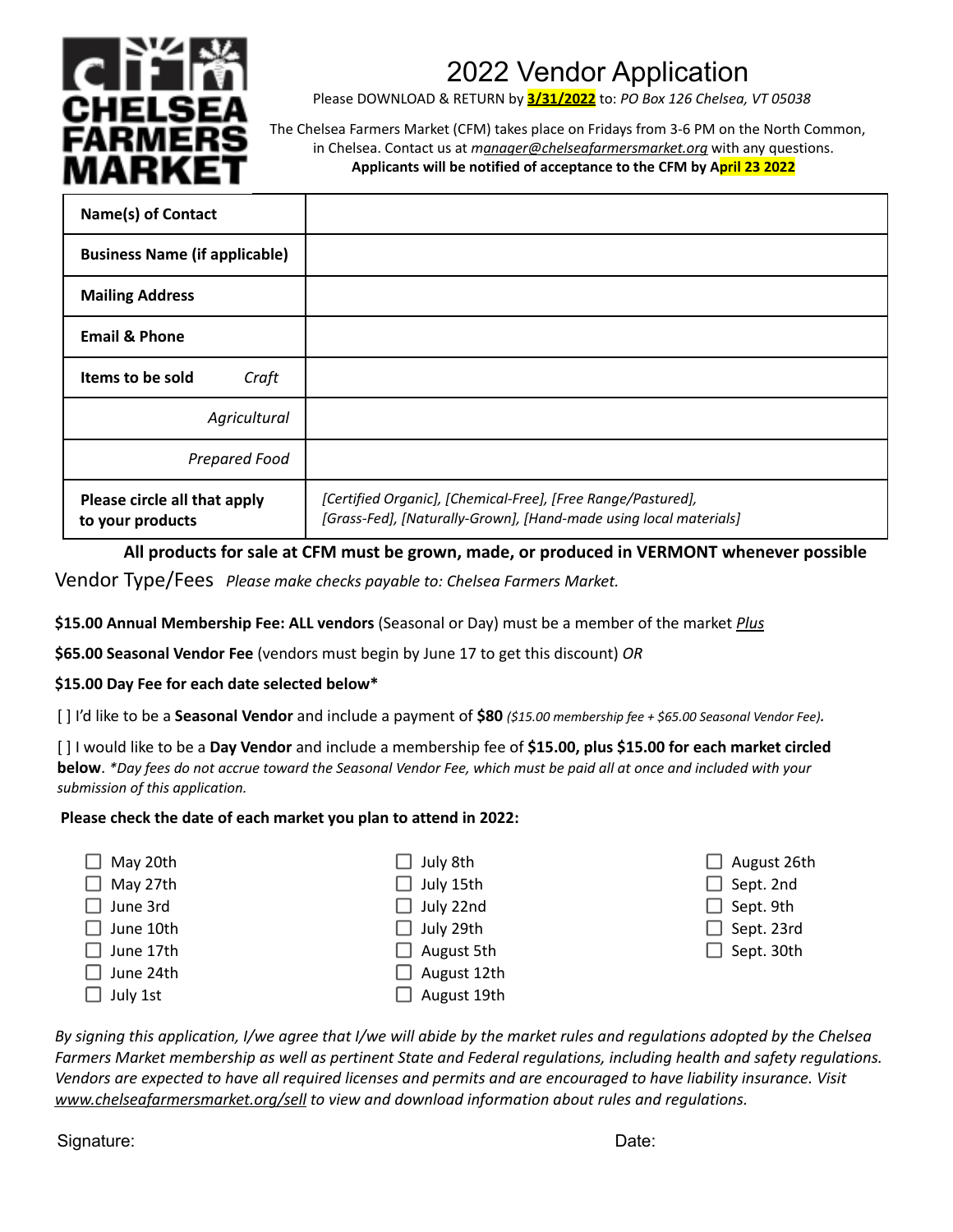# 2022 Vendor Application

Please DOWNLOAD & RETURN by **3/31/2022** to: *PO Box 126 Chelsea, VT 05038*

The Chelsea Farmers Market (CFM) takes place on Fridays from 3-6 PM on the North Common, in Chelsea. Contact us at *manager@chelseafarmersmarket.org* with any questions.

**Applicants will be notified of acceptance to the CFM by April 23 2022**

| | |
|---|---|
| **Name(s) of Contact** | |
| **Business Name (if applicable)** | |
| **Mailing Address** | |
| **Email & Phone** | |
| **Items to be sold** *Craft* | |
| *Agricultural* | |
| *Prepared Food* | |
| **Please circle all that apply to your products** | *[Certified Organic], [Chemical-Free], [Free Range/Pastured], [Grass-Fed], [Naturally-Grown], [Hand-made using local materials]* |

**All products for sale at CFM must be grown, made, or produced in VERMONT whenever possible**

## Vendor Type/Fees

*Please make checks payable to: Chelsea Farmers Market.*

**$15.00 Annual Membership Fee: ALL vendors** (Seasonal or Day) must be a member of the market ***Plus***

**$65.00 Seasonal Vendor Fee** (vendors must begin by June 17 to get this discount) *OR*

**$15.00 Day Fee for each date selected below***

[ ] I'd like to be a **Seasonal Vendor** and include a payment of **$80** *($15.00 membership fee + $65.00 Seasonal Vendor Fee).*

[ ] I would like to be a **Day Vendor** and include a membership fee of **$15.00, plus $15.00 for each market circled below**. *\*Day fees do not accrue toward the Seasonal Vendor Fee, which must be paid all at once and included with your submission of this application.*

**Please check the date of each market you plan to attend in 2022:**

- ☐ May 20th
- ☐ May 27th
- ☐ June 3rd
- ☐ June 10th
- ☐ June 17th
- ☐ June 24th
- ☐ July 1st
- ☐ July 8th
- ☐ July 15th
- ☐ July 22nd
- ☐ July 29th
- ☐ August 5th
- ☐ August 12th
- ☐ August 19th
- ☐ August 26th
- ☐ Sept. 2nd
- ☐ Sept. 9th
- ☐ Sept. 23rd
- ☐ Sept. 30th

*By signing this application, I/we agree that I/we will abide by the market rules and regulations adopted by the Chelsea Farmers Market membership as well as pertinent State and Federal regulations, including health and safety regulations. Vendors are expected to have all required licenses and permits and are encouraged to have liability insurance. Visit www.chelseafarmersmarket.org/sell to view and download information about rules and regulations.*

Signature: Date: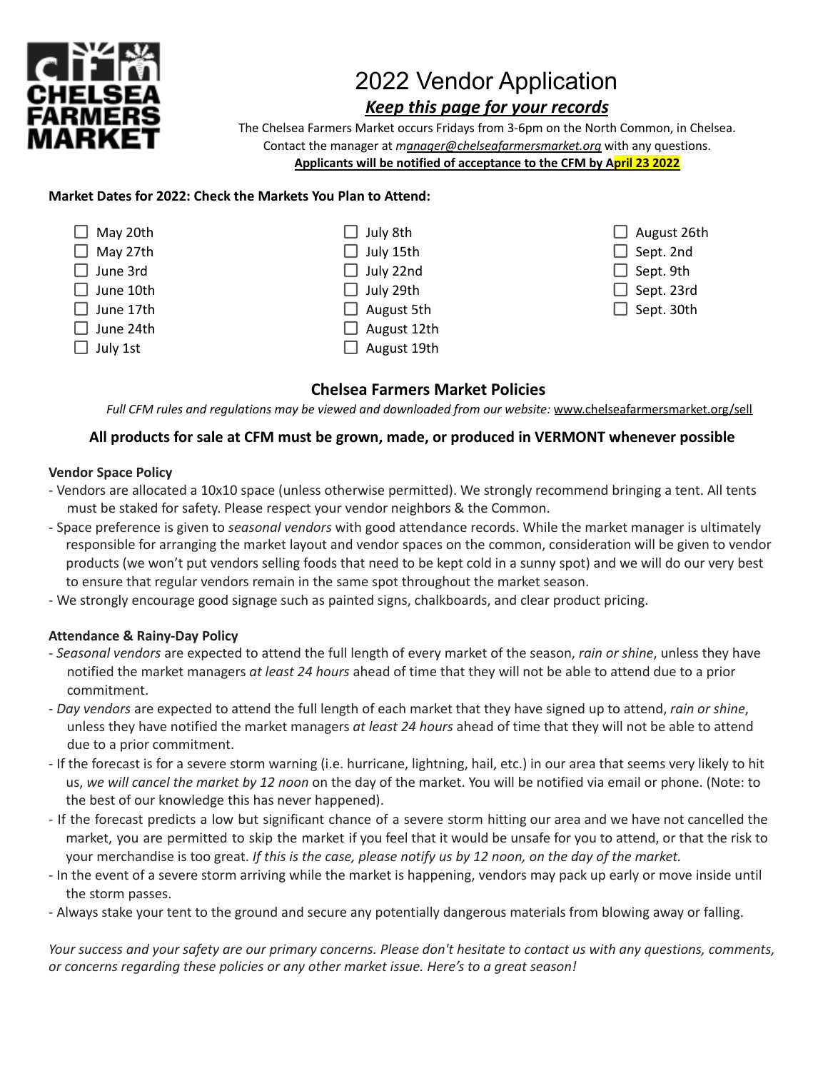CFM CHELSEA FARMERS MARKET

# 2022 Vendor Application

***Keep this page for your records***

The Chelsea Farmers Market occurs Fridays from 3-6pm on the North Common, in Chelsea.
Contact the manager at *manager@chelseafarmersmarket.org* with any questions.
**Applicants will be notified of acceptance to the CFM by April 23 2022**

**Market Dates for 2022: Check the Markets You Plan to Attend:**

- [ ] May 20th
- [ ] May 27th
- [ ] June 3rd
- [ ] June 10th
- [ ] June 17th
- [ ] June 24th
- [ ] July 1st
- [ ] July 8th
- [ ] July 15th
- [ ] July 22nd
- [ ] July 29th
- [ ] August 5th
- [ ] August 12th
- [ ] August 19th
- [ ] August 26th
- [ ] Sept. 2nd
- [ ] Sept. 9th
- [ ] Sept. 23rd
- [ ] Sept. 30th

## Chelsea Farmers Market Policies

*Full CFM rules and regulations may be viewed and downloaded from our website:* www.chelseafarmersmarket.org/sell

**All products for sale at CFM must be grown, made, or produced in VERMONT whenever possible**

**Vendor Space Policy**

- Vendors are allocated a 10x10 space (unless otherwise permitted). We strongly recommend bringing a tent. All tents must be staked for safety. Please respect your vendor neighbors & the Common.
- Space preference is given to *seasonal vendors* with good attendance records. While the market manager is ultimately responsible for arranging the market layout and vendor spaces on the common, consideration will be given to vendor products (we won't put vendors selling foods that need to be kept cold in a sunny spot) and we will do our very best to ensure that regular vendors remain in the same spot throughout the market season.
- We strongly encourage good signage such as painted signs, chalkboards, and clear product pricing.

**Attendance & Rainy-Day Policy**

- *Seasonal vendors* are expected to attend the full length of every market of the season, *rain or shine*, unless they have notified the market managers *at least 24 hours* ahead of time that they will not be able to attend due to a prior commitment.
- *Day vendors* are expected to attend the full length of each market that they have signed up to attend, *rain or shine*, unless they have notified the market managers *at least 24 hours* ahead of time that they will not be able to attend due to a prior commitment.
- If the forecast is for a severe storm warning (i.e. hurricane, lightning, hail, etc.) in our area that seems very likely to hit us, *we will cancel the market by 12 noon* on the day of the market. You will be notified via email or phone. (Note: to the best of our knowledge this has never happened).
- If the forecast predicts a low but significant chance of a severe storm hitting our area and we have not cancelled the market, you are permitted to skip the market if you feel that it would be unsafe for you to attend, or that the risk to your merchandise is too great. *If this is the case, please notify us by 12 noon, on the day of the market.*
- In the event of a severe storm arriving while the market is happening, vendors may pack up early or move inside until the storm passes.
- Always stake your tent to the ground and secure any potentially dangerous materials from blowing away or falling.

*Your success and your safety are our primary concerns. Please don't hesitate to contact us with any questions, comments, or concerns regarding these policies or any other market issue. Here's to a great season!*